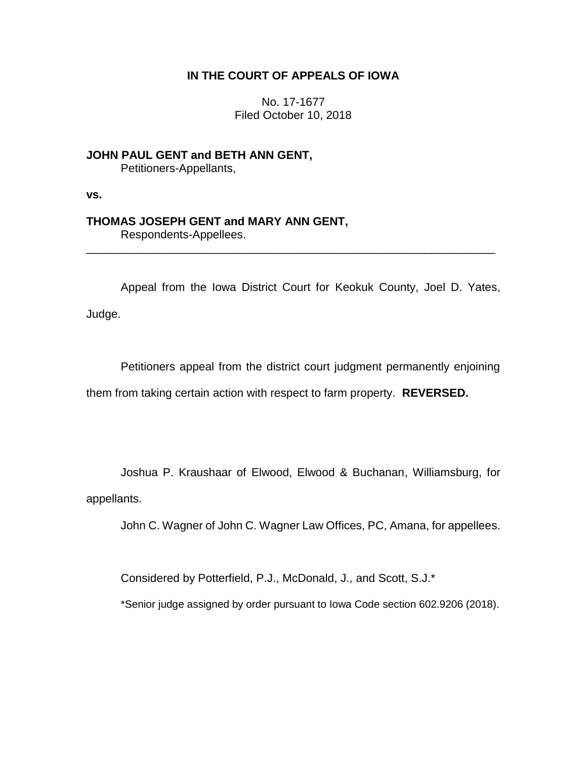**IN THE COURT OF APPEALS OF IOWA**

No. 17-1677
Filed October 10, 2018

**JOHN PAUL GENT and BETH ANN GENT,**
Petitioners-Appellants,

**vs.**

**THOMAS JOSEPH GENT and MARY ANN GENT,**
Respondents-Appellees.

---

Appeal from the Iowa District Court for Keokuk County, Joel D. Yates, Judge.

Petitioners appeal from the district court judgment permanently enjoining them from taking certain action with respect to farm property. **REVERSED.**

Joshua P. Kraushaar of Elwood, Elwood & Buchanan, Williamsburg, for appellants.

John C. Wagner of John C. Wagner Law Offices, PC, Amana, for appellees.

Considered by Potterfield, P.J., McDonald, J., and Scott, S.J.*

*Senior judge assigned by order pursuant to Iowa Code section 602.9206 (2018).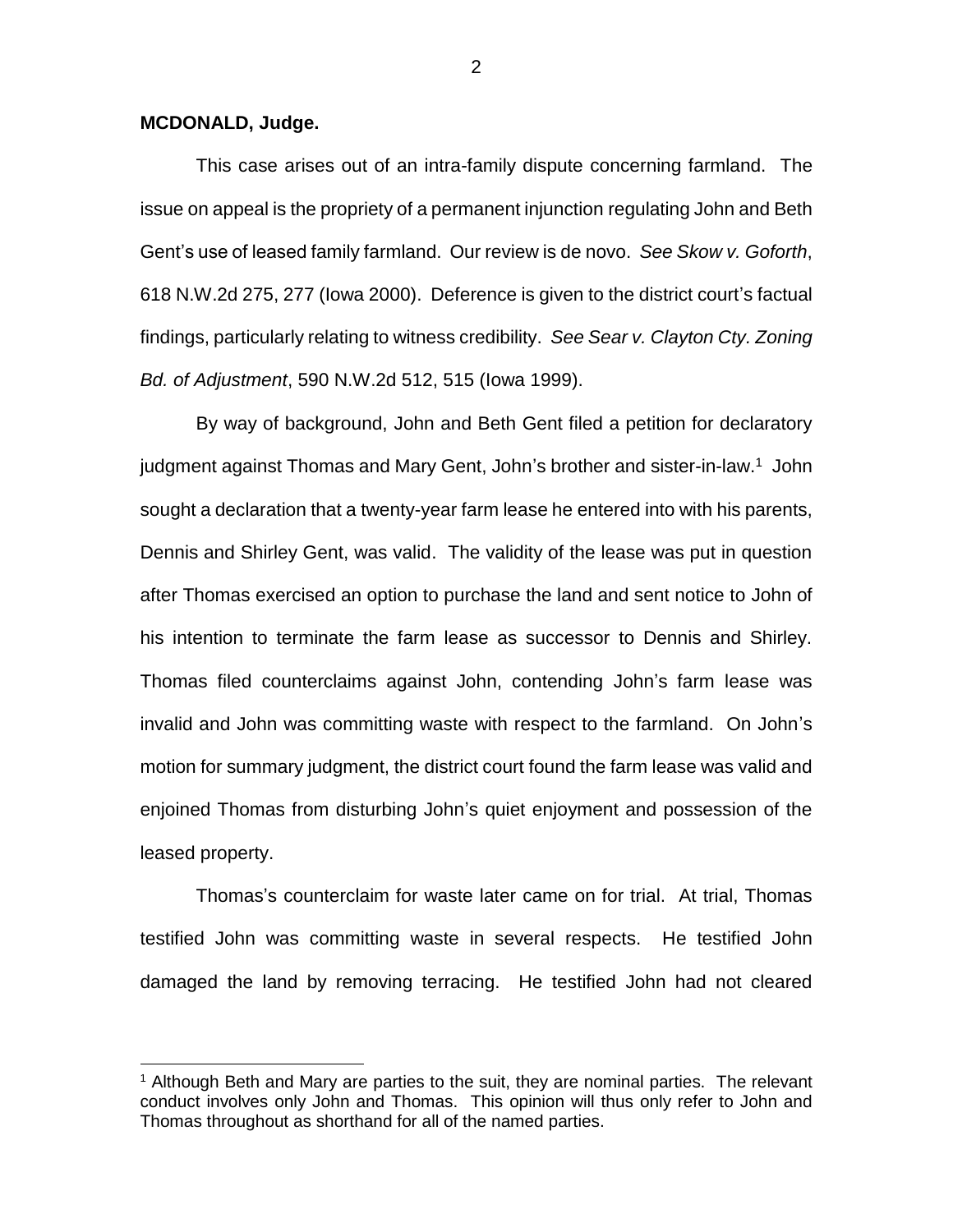**MCDONALD, Judge.**

This case arises out of an intra-family dispute concerning farmland. The issue on appeal is the propriety of a permanent injunction regulating John and Beth Gent's use of leased family farmland. Our review is de novo. *See Skow v. Goforth*, 618 N.W.2d 275, 277 (Iowa 2000). Deference is given to the district court's factual findings, particularly relating to witness credibility. *See Sear v. Clayton Cty. Zoning Bd. of Adjustment*, 590 N.W.2d 512, 515 (Iowa 1999).

By way of background, John and Beth Gent filed a petition for declaratory judgment against Thomas and Mary Gent, John's brother and sister-in-law.[1] John sought a declaration that a twenty-year farm lease he entered into with his parents, Dennis and Shirley Gent, was valid. The validity of the lease was put in question after Thomas exercised an option to purchase the land and sent notice to John of his intention to terminate the farm lease as successor to Dennis and Shirley. Thomas filed counterclaims against John, contending John's farm lease was invalid and John was committing waste with respect to the farmland. On John's motion for summary judgment, the district court found the farm lease was valid and enjoined Thomas from disturbing John's quiet enjoyment and possession of the leased property.

Thomas's counterclaim for waste later came on for trial. At trial, Thomas testified John was committing waste in several respects. He testified John damaged the land by removing terracing. He testified John had not cleared

[1] Although Beth and Mary are parties to the suit, they are nominal parties. The relevant conduct involves only John and Thomas. This opinion will thus only refer to John and Thomas throughout as shorthand for all of the named parties.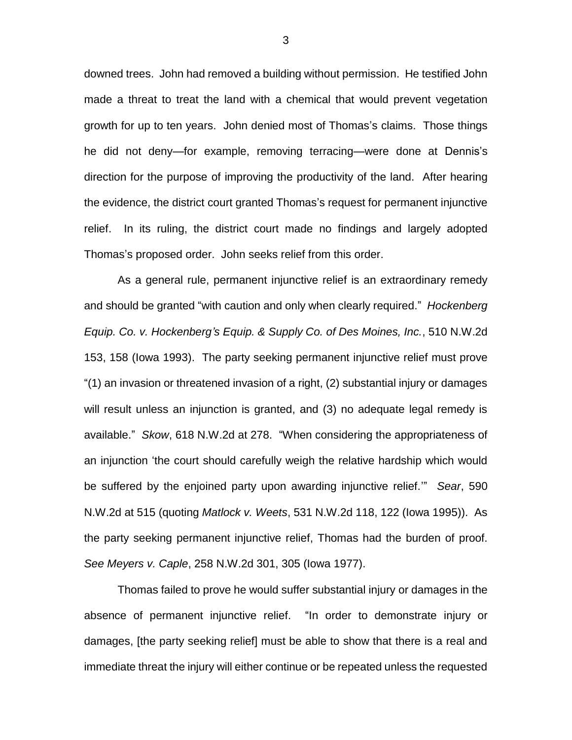downed trees. John had removed a building without permission. He testified John made a threat to treat the land with a chemical that would prevent vegetation growth for up to ten years. John denied most of Thomas's claims. Those things he did not deny—for example, removing terracing—were done at Dennis's direction for the purpose of improving the productivity of the land. After hearing the evidence, the district court granted Thomas's request for permanent injunctive relief. In its ruling, the district court made no findings and largely adopted Thomas's proposed order. John seeks relief from this order.

As a general rule, permanent injunctive relief is an extraordinary remedy and should be granted "with caution and only when clearly required." *Hockenberg Equip. Co. v. Hockenberg's Equip. & Supply Co. of Des Moines, Inc.*, 510 N.W.2d 153, 158 (Iowa 1993). The party seeking permanent injunctive relief must prove "(1) an invasion or threatened invasion of a right, (2) substantial injury or damages will result unless an injunction is granted, and (3) no adequate legal remedy is available." *Skow*, 618 N.W.2d at 278. "When considering the appropriateness of an injunction 'the court should carefully weigh the relative hardship which would be suffered by the enjoined party upon awarding injunctive relief.'" *Sear*, 590 N.W.2d at 515 (quoting *Matlock v. Weets*, 531 N.W.2d 118, 122 (Iowa 1995)). As the party seeking permanent injunctive relief, Thomas had the burden of proof. *See Meyers v. Caple*, 258 N.W.2d 301, 305 (Iowa 1977).

Thomas failed to prove he would suffer substantial injury or damages in the absence of permanent injunctive relief. "In order to demonstrate injury or damages, [the party seeking relief] must be able to show that there is a real and immediate threat the injury will either continue or be repeated unless the requested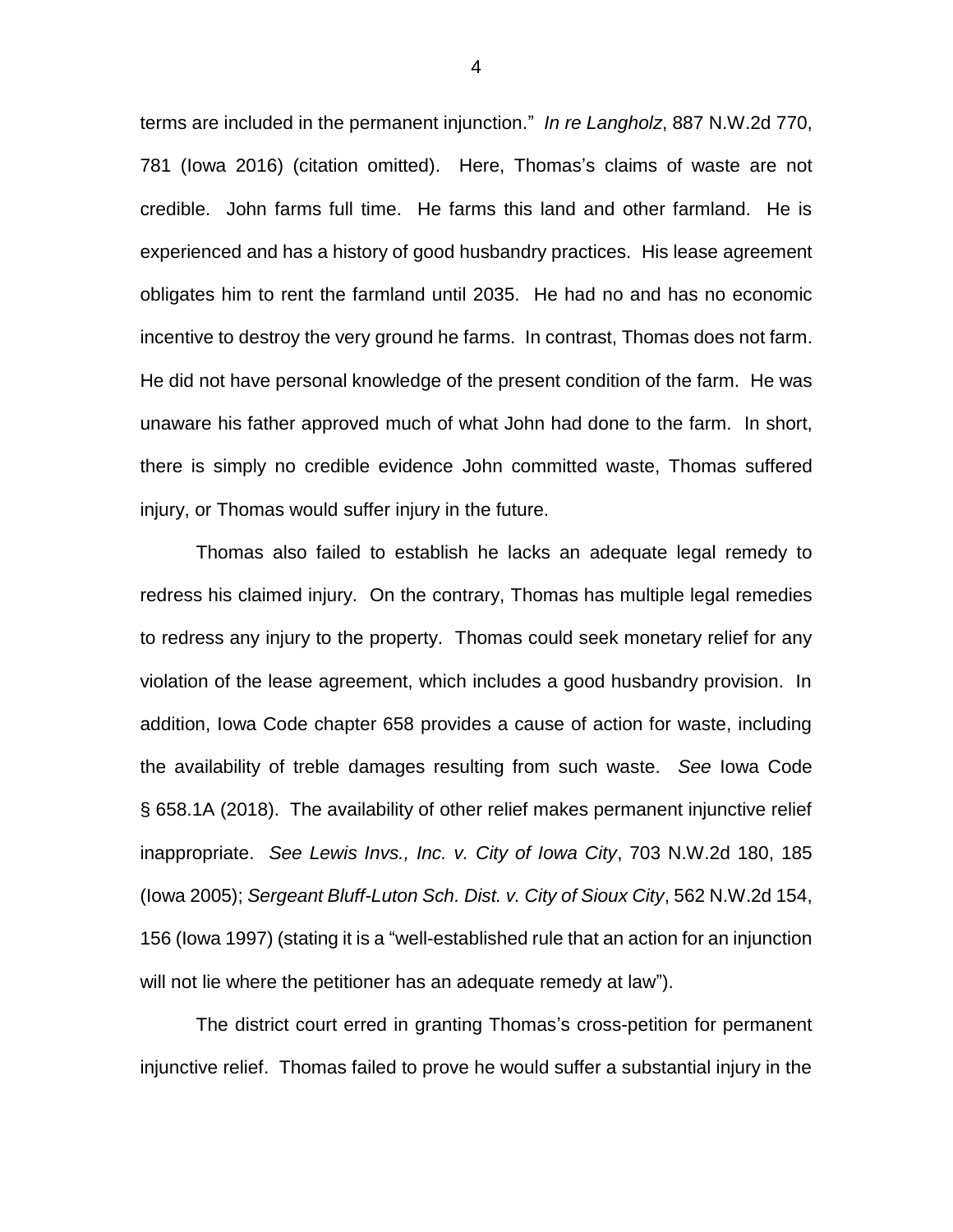terms are included in the permanent injunction." *In re Langholz*, 887 N.W.2d 770, 781 (Iowa 2016) (citation omitted). Here, Thomas's claims of waste are not credible. John farms full time. He farms this land and other farmland. He is experienced and has a history of good husbandry practices. His lease agreement obligates him to rent the farmland until 2035. He had no and has no economic incentive to destroy the very ground he farms. In contrast, Thomas does not farm. He did not have personal knowledge of the present condition of the farm. He was unaware his father approved much of what John had done to the farm. In short, there is simply no credible evidence John committed waste, Thomas suffered injury, or Thomas would suffer injury in the future.

Thomas also failed to establish he lacks an adequate legal remedy to redress his claimed injury. On the contrary, Thomas has multiple legal remedies to redress any injury to the property. Thomas could seek monetary relief for any violation of the lease agreement, which includes a good husbandry provision. In addition, Iowa Code chapter 658 provides a cause of action for waste, including the availability of treble damages resulting from such waste. *See* Iowa Code § 658.1A (2018). The availability of other relief makes permanent injunctive relief inappropriate. *See Lewis Invs., Inc. v. City of Iowa City*, 703 N.W.2d 180, 185 (Iowa 2005); *Sergeant Bluff-Luton Sch. Dist. v. City of Sioux City*, 562 N.W.2d 154, 156 (Iowa 1997) (stating it is a "well-established rule that an action for an injunction will not lie where the petitioner has an adequate remedy at law").

The district court erred in granting Thomas's cross-petition for permanent injunctive relief. Thomas failed to prove he would suffer a substantial injury in the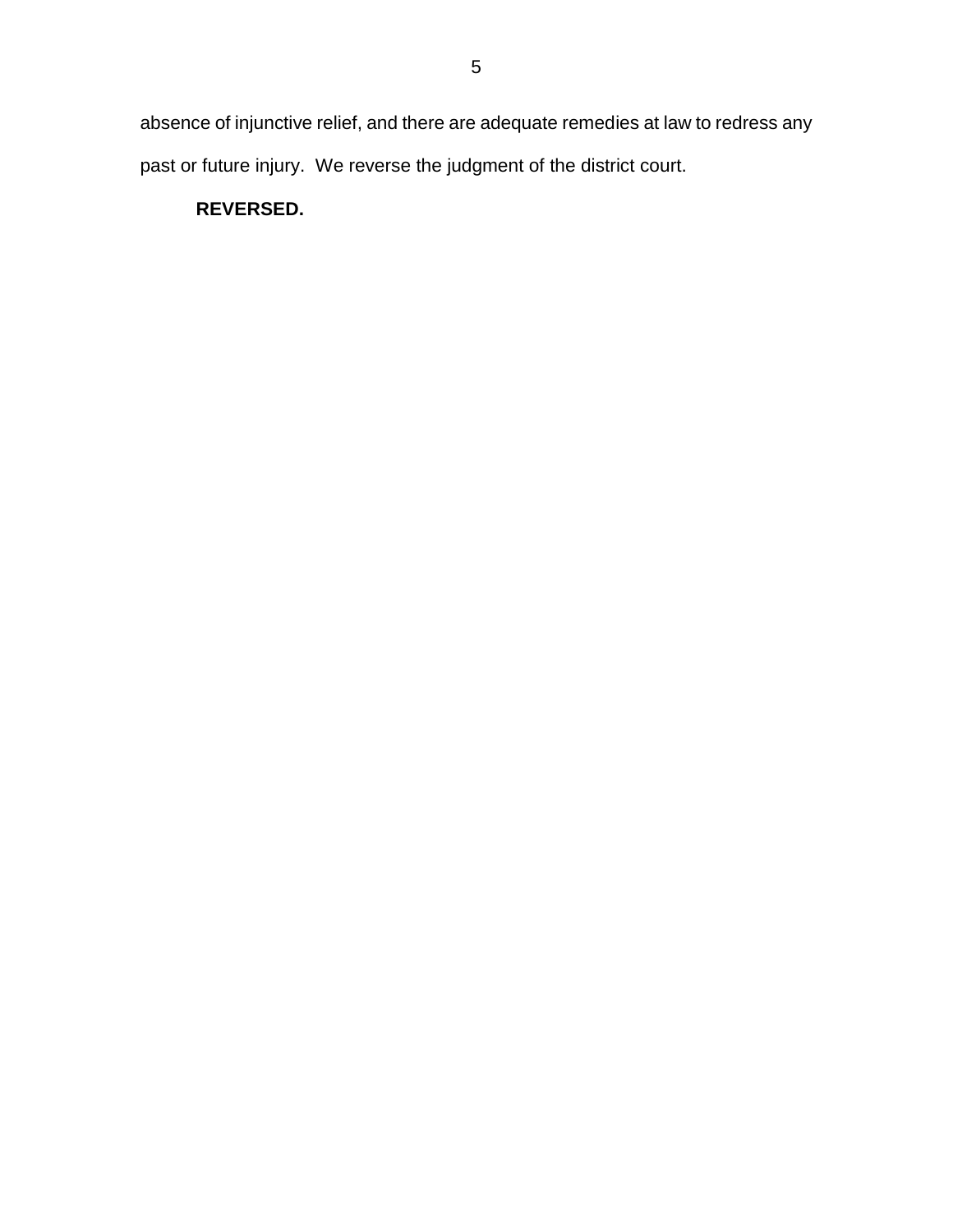absence of injunctive relief, and there are adequate remedies at law to redress any past or future injury. We reverse the judgment of the district court.

**REVERSED.**